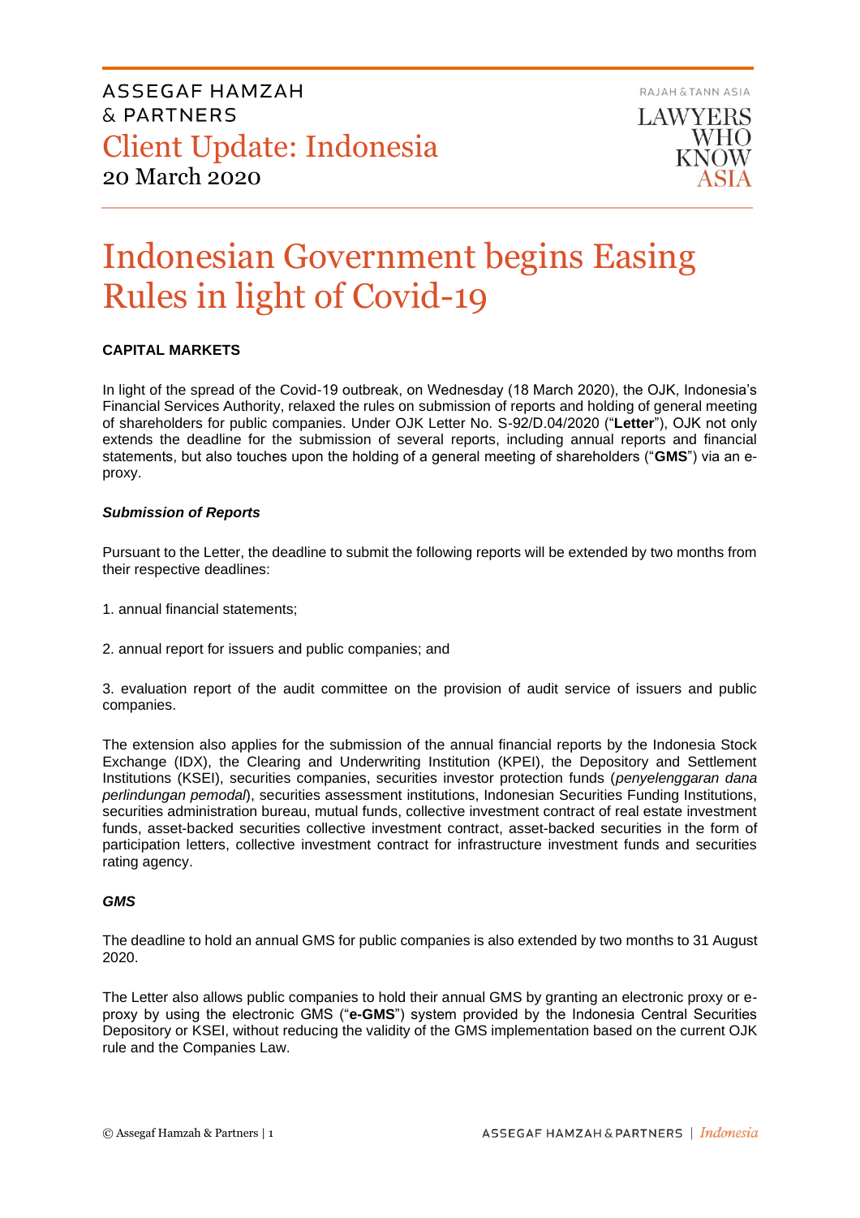ASSEGAF HAMZAH & PARTNERS

Client Update: Indonesia

20 March 2020

RAJAH & TANN ASIA

LAWYERS WHO KNOW ASIA

# Indonesian Government begins Easing Rules in light of Covid-19

**CAPITAL MARKETS**

In light of the spread of the Covid-19 outbreak, on Wednesday (18 March 2020), the OJK, Indonesia's Financial Services Authority, relaxed the rules on submission of reports and holding of general meeting of shareholders for public companies. Under OJK Letter No. S-92/D.04/2020 ("**Letter**"), OJK not only extends the deadline for the submission of several reports, including annual reports and financial statements, but also touches upon the holding of a general meeting of shareholders ("**GMS**") via an e-proxy.

***Submission of Reports***

Pursuant to the Letter, the deadline to submit the following reports will be extended by two months from their respective deadlines:

1. annual financial statements;

2. annual report for issuers and public companies; and

3. evaluation report of the audit committee on the provision of audit service of issuers and public companies.

The extension also applies for the submission of the annual financial reports by the Indonesia Stock Exchange (IDX), the Clearing and Underwriting Institution (KPEI), the Depository and Settlement Institutions (KSEI), securities companies, securities investor protection funds (*penyelenggaran dana perlindungan pemodal*), securities assessment institutions, Indonesian Securities Funding Institutions, securities administration bureau, mutual funds, collective investment contract of real estate investment funds, asset-backed securities collective investment contract, asset-backed securities in the form of participation letters, collective investment contract for infrastructure investment funds and securities rating agency.

***GMS***

The deadline to hold an annual GMS for public companies is also extended by two months to 31 August 2020.

The Letter also allows public companies to hold their annual GMS by granting an electronic proxy or e-proxy by using the electronic GMS ("**e-GMS**") system provided by the Indonesia Central Securities Depository or KSEI, without reducing the validity of the GMS implementation based on the current OJK rule and the Companies Law.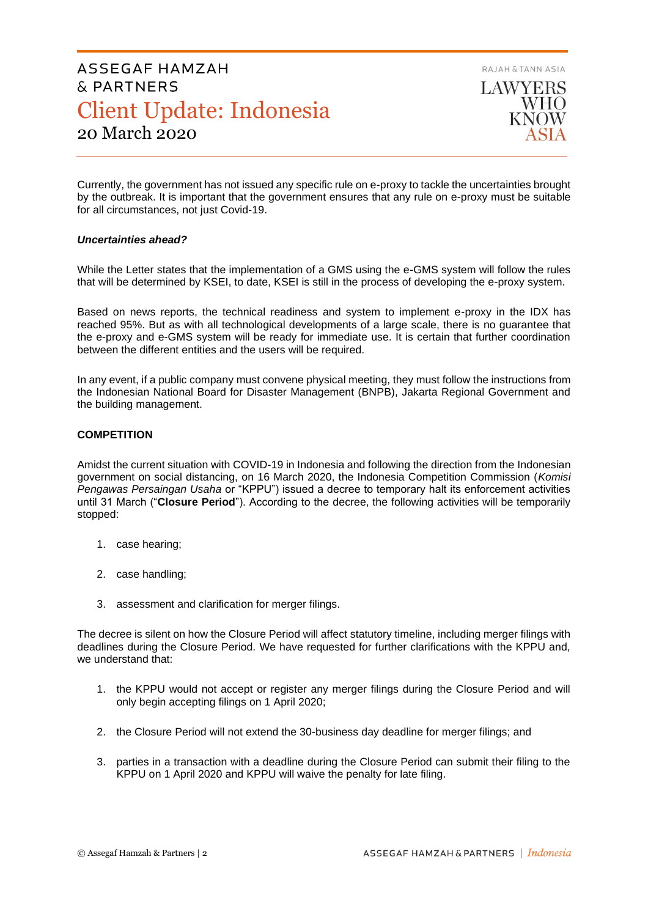Currently, the government has not issued any specific rule on e-proxy to tackle the uncertainties brought by the outbreak. It is important that the government ensures that any rule on e-proxy must be suitable for all circumstances, not just Covid-19.

***Uncertainties ahead?***

While the Letter states that the implementation of a GMS using the e-GMS system will follow the rules that will be determined by KSEI, to date, KSEI is still in the process of developing the e-proxy system.

Based on news reports, the technical readiness and system to implement e-proxy in the IDX has reached 95%. But as with all technological developments of a large scale, there is no guarantee that the e-proxy and e-GMS system will be ready for immediate use. It is certain that further coordination between the different entities and the users will be required.

In any event, if a public company must convene physical meeting, they must follow the instructions from the Indonesian National Board for Disaster Management (BNPB), Jakarta Regional Government and the building management.

**COMPETITION**

Amidst the current situation with COVID-19 in Indonesia and following the direction from the Indonesian government on social distancing, on 16 March 2020, the Indonesia Competition Commission (*Komisi Pengawas Persaingan Usaha* or "KPPU") issued a decree to temporary halt its enforcement activities until 31 March ("**Closure Period**"). According to the decree, the following activities will be temporarily stopped:

1. case hearing;
2. case handling;
3. assessment and clarification for merger filings.

The decree is silent on how the Closure Period will affect statutory timeline, including merger filings with deadlines during the Closure Period. We have requested for further clarifications with the KPPU and, we understand that:

1. the KPPU would not accept or register any merger filings during the Closure Period and will only begin accepting filings on 1 April 2020;
2. the Closure Period will not extend the 30-business day deadline for merger filings; and
3. parties in a transaction with a deadline during the Closure Period can submit their filing to the KPPU on 1 April 2020 and KPPU will waive the penalty for late filing.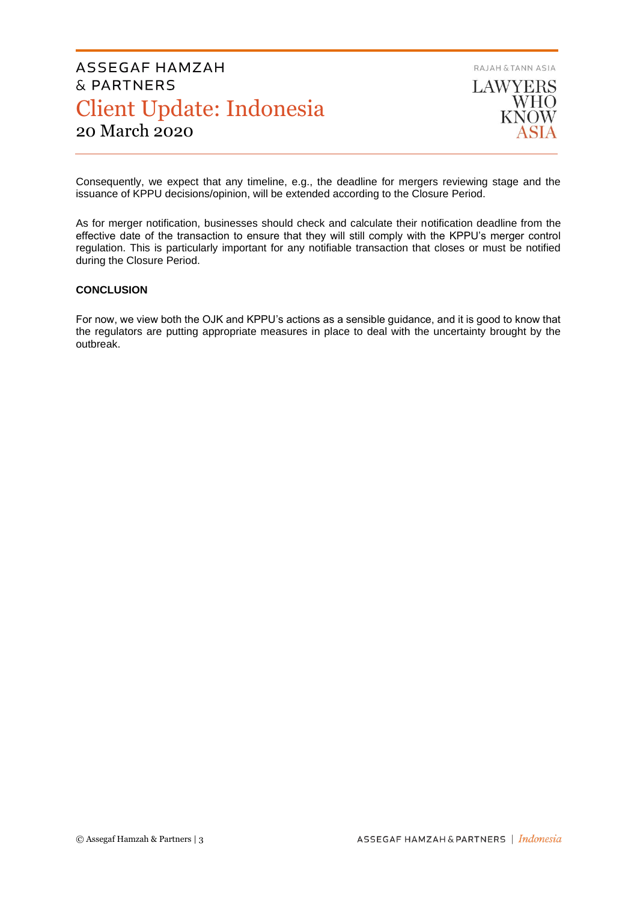Consequently, we expect that any timeline, e.g., the deadline for mergers reviewing stage and the issuance of KPPU decisions/opinion, will be extended according to the Closure Period.

As for merger notification, businesses should check and calculate their notification deadline from the effective date of the transaction to ensure that they will still comply with the KPPU's merger control regulation. This is particularly important for any notifiable transaction that closes or must be notified during the Closure Period.

**CONCLUSION**

For now, we view both the OJK and KPPU's actions as a sensible guidance, and it is good to know that the regulators are putting appropriate measures in place to deal with the uncertainty brought by the outbreak.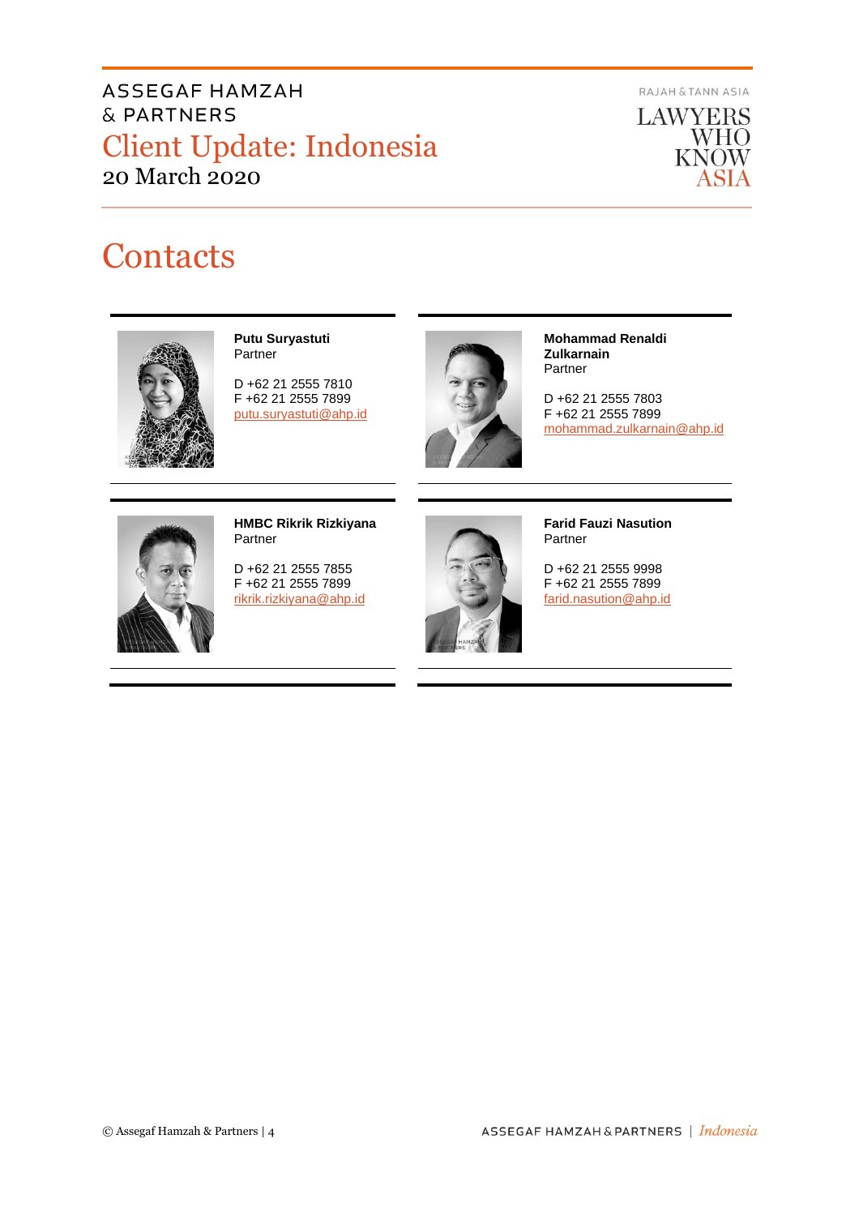# Contacts

**Putu Suryastuti**
Partner

D +62 21 2555 7810
F +62 21 2555 7899
putu.suryastuti@ahp.id

**Mohammad Renaldi Zulkarnain**
Partner

D +62 21 2555 7803
F +62 21 2555 7899
mohammad.zulkarnain@ahp.id

**HMBC Rikrik Rizkiyana**
Partner

D +62 21 2555 7855
F +62 21 2555 7899
rikrik.rizkiyana@ahp.id

**Farid Fauzi Nasution**
Partner

D +62 21 2555 9998
F +62 21 2555 7899
farid.nasution@ahp.id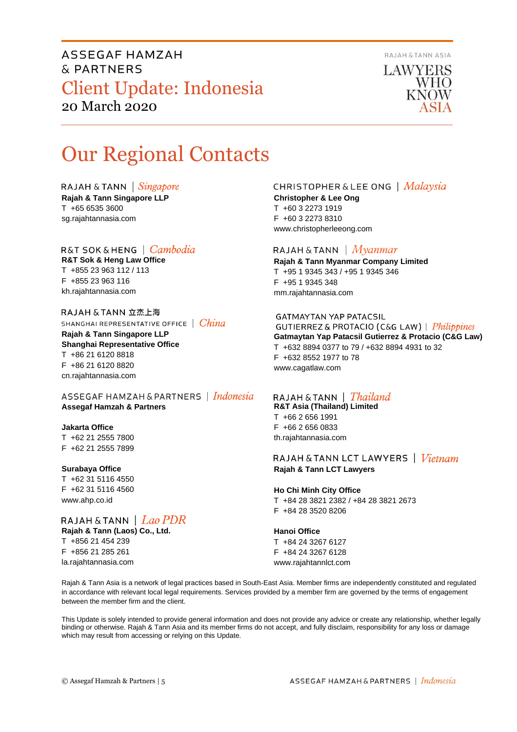# Our Regional Contacts

RAJAH & TANN | *Singapore*
**Rajah & Tann Singapore LLP**
T +65 6535 3600
sg.rajahtannasia.com

R&T SOK & HENG | *Cambodia*
**R&T Sok & Heng Law Office**
T +855 23 963 112 / 113
F +855 23 963 116
kh.rajahtannasia.com

RAJAH & TANN 立杰上海
SHANGHAI REPRESENTATIVE OFFICE | *China*
**Rajah & Tann Singapore LLP**
**Shanghai Representative Office**
T +86 21 6120 8818
F +86 21 6120 8820
cn.rajahtannasia.com

ASSEGAF HAMZAH & PARTNERS | *Indonesia*
**Assegaf Hamzah & Partners**

**Jakarta Office**
T +62 21 2555 7800
F +62 21 2555 7899

**Surabaya Office**
T +62 31 5116 4550
F +62 31 5116 4560
www.ahp.co.id

RAJAH & TANN | *Lao PDR*
**Rajah & Tann (Laos) Co., Ltd.**
T +856 21 454 239
F +856 21 285 261
la.rajahtannasia.com

CHRISTOPHER & LEE ONG | *Malaysia*
**Christopher & Lee Ong**
T +60 3 2273 1919
F +60 3 2273 8310
www.christopherleeong.com

RAJAH & TANN | *Myanmar*
**Rajah & Tann Myanmar Company Limited**
T +95 1 9345 343 / +95 1 9345 346
F +95 1 9345 348
mm.rajahtannasia.com

GATMAYTAN YAP PATACSIL
GUTIERREZ & PROTACIO (C&G LAW) | *Philippines*
**Gatmaytan Yap Patacsil Gutierrez & Protacio (C&G Law)**
T +632 8894 0377 to 79 / +632 8894 4931 to 32
F +632 8552 1977 to 78
www.cagatlaw.com

RAJAH & TANN | *Thailand*
**R&T Asia (Thailand) Limited**
T +66 2 656 1991
F +66 2 656 0833
th.rajahtannasia.com

RAJAH & TANN LCT LAWYERS | *Vietnam*
**Rajah & Tann LCT Lawyers**

**Ho Chi Minh City Office**
T +84 28 3821 2382 / +84 28 3821 2673
F +84 28 3520 8206

**Hanoi Office**
T +84 24 3267 6127
F +84 24 3267 6128
www.rajahtannlct.com

Rajah & Tann Asia is a network of legal practices based in South-East Asia. Member firms are independently constituted and regulated in accordance with relevant local legal requirements. Services provided by a member firm are governed by the terms of engagement between the member firm and the client.

This Update is solely intended to provide general information and does not provide any advice or create any relationship, whether legally binding or otherwise. Rajah & Tann Asia and its member firms do not accept, and fully disclaim, responsibility for any loss or damage which may result from accessing or relying on this Update.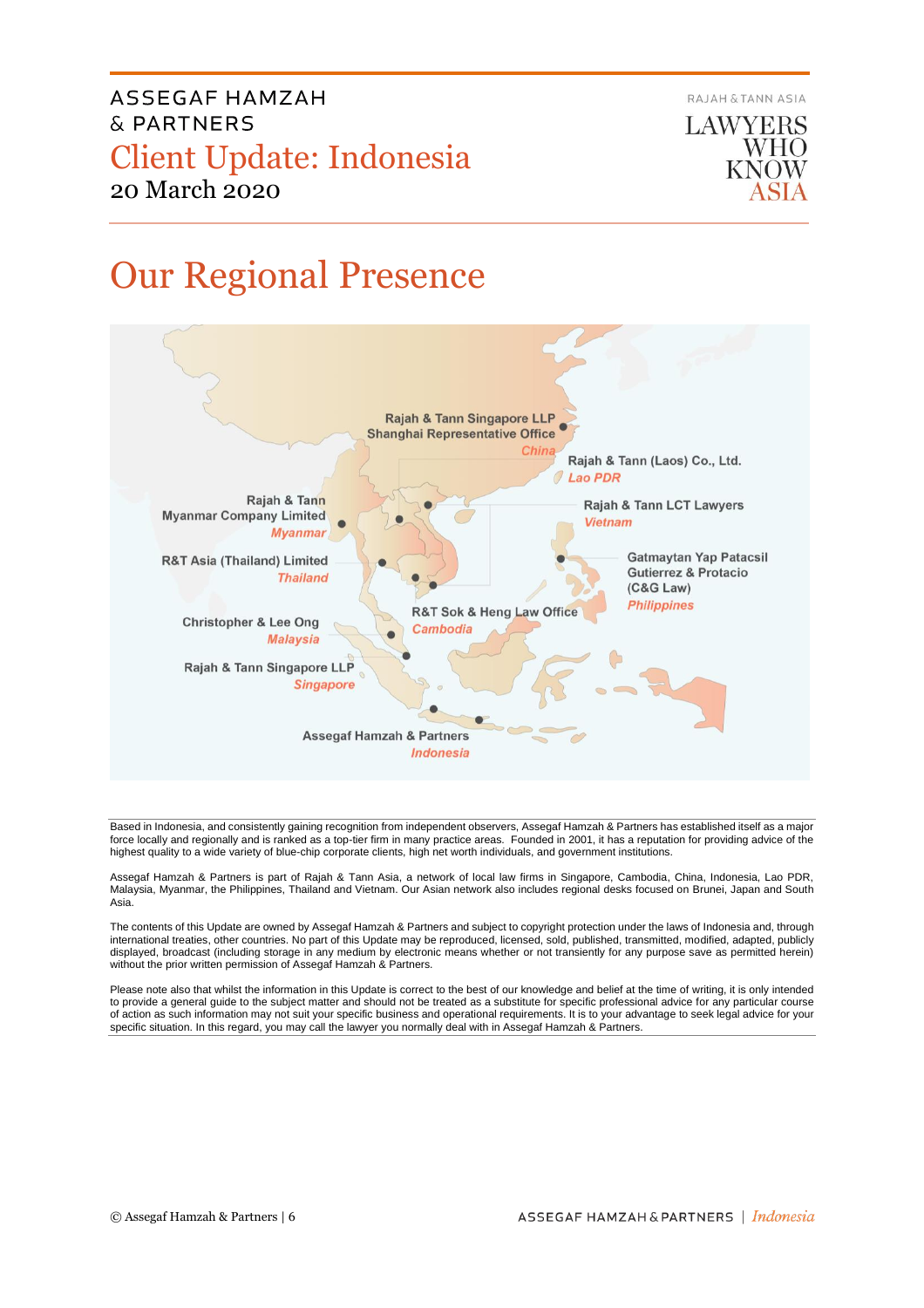# Our Regional Presence

Rajah & Tann Singapore LLP
Shanghai Representative Office
*China*

Rajah & Tann (Laos) Co., Ltd.
*Lao PDR*

Rajah & Tann
Myanmar Company Limited
*Myanmar*

Rajah & Tann LCT Lawyers
*Vietnam*

R&T Asia (Thailand) Limited
*Thailand*

Gatmaytan Yap Patacsil
Gutierrez & Protacio
(C&G Law)
*Philippines*

R&T Sok & Heng Law Office
*Cambodia*

Christopher & Lee Ong
*Malaysia*

Rajah & Tann Singapore LLP
*Singapore*

Assegaf Hamzah & Partners
*Indonesia*

Based in Indonesia, and consistently gaining recognition from independent observers, Assegaf Hamzah & Partners has established itself as a major force locally and regionally and is ranked as a top-tier firm in many practice areas. Founded in 2001, it has a reputation for providing advice of the highest quality to a wide variety of blue-chip corporate clients, high net worth individuals, and government institutions.

Assegaf Hamzah & Partners is part of Rajah & Tann Asia, a network of local law firms in Singapore, Cambodia, China, Indonesia, Lao PDR, Malaysia, Myanmar, the Philippines, Thailand and Vietnam. Our Asian network also includes regional desks focused on Brunei, Japan and South Asia.

The contents of this Update are owned by Assegaf Hamzah & Partners and subject to copyright protection under the laws of Indonesia and, through international treaties, other countries. No part of this Update may be reproduced, licensed, sold, published, transmitted, modified, adapted, publicly displayed, broadcast (including storage in any medium by electronic means whether or not transiently for any purpose save as permitted herein) without the prior written permission of Assegaf Hamzah & Partners.

Please note also that whilst the information in this Update is correct to the best of our knowledge and belief at the time of writing, it is only intended to provide a general guide to the subject matter and should not be treated as a substitute for specific professional advice for any particular course of action as such information may not suit your specific business and operational requirements. It is to your advantage to seek legal advice for your specific situation. In this regard, you may call the lawyer you normally deal with in Assegaf Hamzah & Partners.